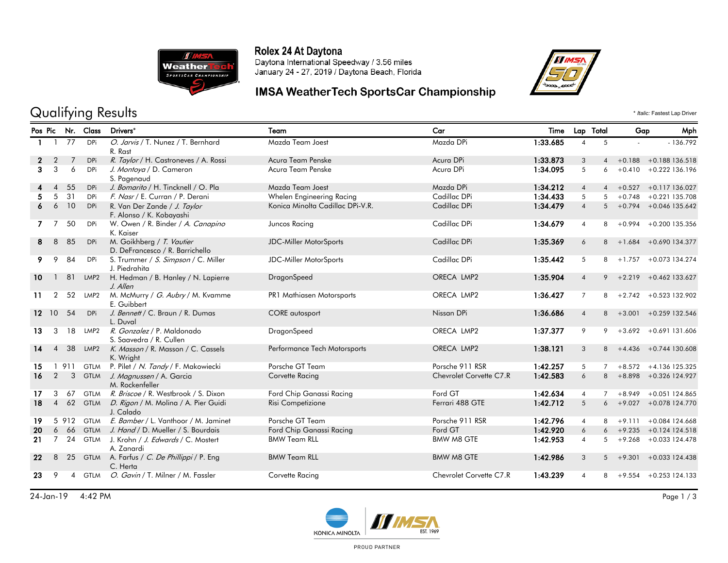# Rolex 24 At Daytona

Daytona International Speedway / 3.56 miles
January 24 - 27, 2019 / Daytona Beach, Florida

## IMSA WeatherTech SportsCar Championship

## Qualifying Results

\* *Italic:* Fastest Lap Driver

| Pos | Pic | Nr. | Class | Drivers* | Team | Car | Time | Lap | Total | Gap | | Mph |
|---|---|---|---|---|---|---|---|---|---|---|---|---|
| 1 | 1 | 77 | DPi | *O. Jarvis* / T. Nunez / T. Bernhard R. Rast | Mazda Team Joest | Mazda DPi | 1:33.685 | 4 | 5 | - | - | 136.792 |
| 2 | 2 | 7 | DPi | *R. Taylor* / H. Castroneves / A. Rossi | Acura Team Penske | Acura DPi | 1:33.873 | 3 | 4 | +0.188 | +0.188 | 136.518 |
| 3 | 3 | 6 | DPi | *J. Montoya* / D. Cameron S. Pagenaud | Acura Team Penske | Acura DPi | 1:34.095 | 5 | 6 | +0.410 | +0.222 | 136.196 |
| 4 | 4 | 55 | DPi | *J. Bomarito* / H. Tincknell / O. Pla | Mazda Team Joest | Mazda DPi | 1:34.212 | 4 | 4 | +0.527 | +0.117 | 136.027 |
| 5 | 5 | 31 | DPi | *F. Nasr* / E. Curran / P. Derani | Whelen Engineering Racing | Cadillac DPi | 1:34.433 | 5 | 5 | +0.748 | +0.221 | 135.708 |
| 6 | 6 | 10 | DPi | R. Van Der Zande / *J. Taylor* F. Alonso / K. Kobayashi | Konica Minolta Cadillac DPi-V.R. | Cadillac DPi | 1:34.479 | 4 | 5 | +0.794 | +0.046 | 135.642 |
| 7 | 7 | 50 | DPi | W. Owen / R. Binder / *A. Canapino* K. Kaiser | Juncos Racing | Cadillac DPi | 1:34.679 | 4 | 8 | +0.994 | +0.200 | 135.356 |
| 8 | 8 | 85 | DPi | M. Goikhberg / *T. Vautier* D. DeFrancesco / R. Barrichello | JDC-Miller MotorSports | Cadillac DPi | 1:35.369 | 6 | 8 | +1.684 | +0.690 | 134.377 |
| 9 | 9 | 84 | DPi | S. Trummer / *S. Simpson* / C. Miller J. Piedrahita | JDC-Miller MotorSports | Cadillac DPi | 1:35.442 | 5 | 8 | +1.757 | +0.073 | 134.274 |
| 10 | 1 | 81 | LMP2 | H. Hedman / B. Hanley / N. Lapierre *J. Allen* | DragonSpeed | ORECA LMP2 | 1:35.904 | 4 | 9 | +2.219 | +0.462 | 133.627 |
| 11 | 2 | 52 | LMP2 | M. McMurry / *G. Aubry* / M. Kvamme E. Guibbert | PR1 Mathiasen Motorsports | ORECA LMP2 | 1:36.427 | 7 | 8 | +2.742 | +0.523 | 132.902 |
| 12 | 10 | 54 | DPi | *J. Bennett* / C. Braun / R. Dumas L. Duval | CORE autosport | Nissan DPi | 1:36.686 | 4 | 8 | +3.001 | +0.259 | 132.546 |
| 13 | 3 | 18 | LMP2 | *R. Gonzalez* / P. Maldonado S. Saavedra / R. Cullen | DragonSpeed | ORECA LMP2 | 1:37.377 | 9 | 9 | +3.692 | +0.691 | 131.606 |
| 14 | 4 | 38 | LMP2 | *K. Masson* / R. Masson / C. Cassels K. Wright | Performance Tech Motorsports | ORECA LMP2 | 1:38.121 | 3 | 8 | +4.436 | +0.744 | 130.608 |
| 15 | 1 | 911 | GTLM | P. Pilet / *N. Tandy* / F. Makowiecki | Porsche GT Team | Porsche 911 RSR | 1:42.257 | 5 | 7 | +8.572 | +4.136 | 125.325 |
| 16 | 2 | 3 | GTLM | *J. Magnussen* / A. Garcia M. Rockenfeller | Corvette Racing | Chevrolet Corvette C7.R | 1:42.583 | 6 | 8 | +8.898 | +0.326 | 124.927 |
| 17 | 3 | 67 | GTLM | *R. Briscoe* / R. Westbrook / S. Dixon | Ford Chip Ganassi Racing | Ford GT | 1:42.634 | 4 | 7 | +8.949 | +0.051 | 124.865 |
| 18 | 4 | 62 | GTLM | *D. Rigon* / M. Molina / A. Pier Guidi J. Calado | Risi Competizione | Ferrari 488 GTE | 1:42.712 | 5 | 6 | +9.027 | +0.078 | 124.770 |
| 19 | 5 | 912 | GTLM | *E. Bamber* / L. Vanthoor / M. Jaminet | Porsche GT Team | Porsche 911 RSR | 1:42.796 | 4 | 8 | +9.111 | +0.084 | 124.668 |
| 20 | 6 | 66 | GTLM | *J. Hand* / D. Mueller / S. Bourdais | Ford Chip Ganassi Racing | Ford GT | 1:42.920 | 6 | 6 | +9.235 | +0.124 | 124.518 |
| 21 | 7 | 24 | GTLM | J. Krohn / *J. Edwards* / C. Mostert A. Zanardi | BMW Team RLL | BMW M8 GTE | 1:42.953 | 4 | 5 | +9.268 | +0.033 | 124.478 |
| 22 | 8 | 25 | GTLM | A. Farfus / *C. De Phillippi* / P. Eng C. Herta | BMW Team RLL | BMW M8 GTE | 1:42.986 | 3 | 5 | +9.301 | +0.033 | 124.438 |
| 23 | 9 | 4 | GTLM | *O. Gavin* / T. Milner / M. Fassler | Corvette Racing | Chevrolet Corvette C7.R | 1:43.239 | 4 | 8 | +9.554 | +0.253 | 124.133 |

24-Jan-19 4:42 PM

PROUD PARTNER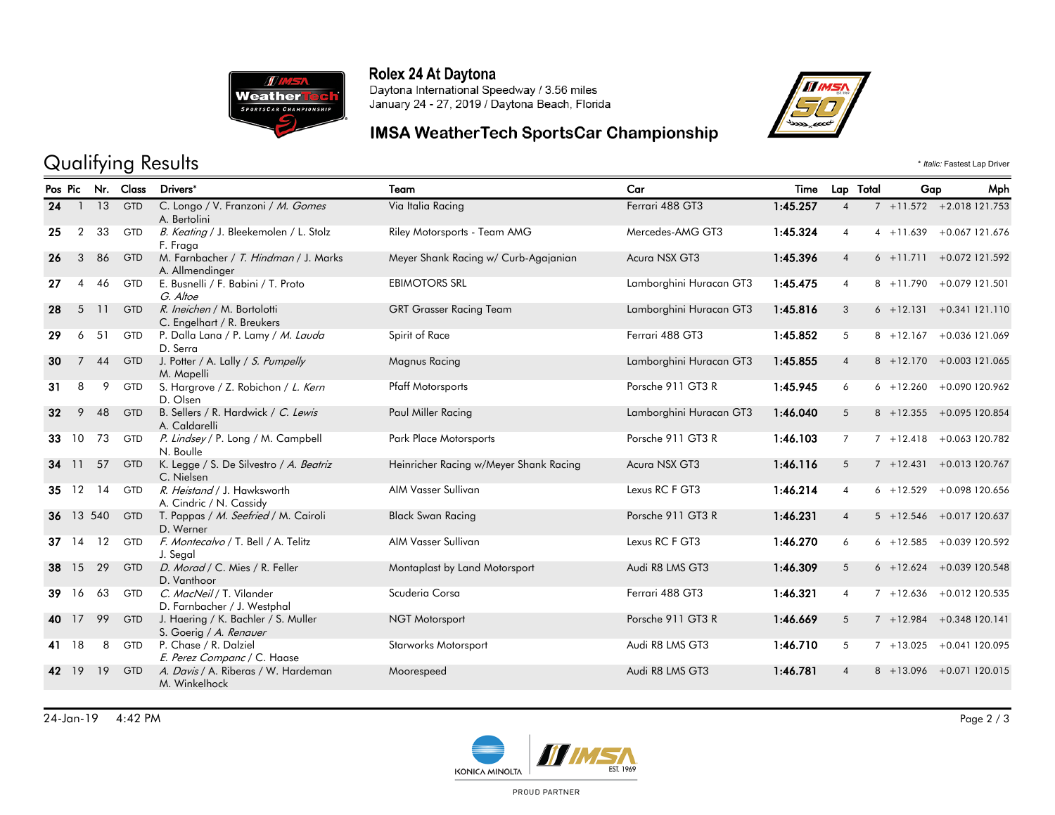# Rolex 24 At Daytona

Daytona International Speedway / 3.56 miles
January 24 - 27, 2019 / Daytona Beach, Florida

## IMSA WeatherTech SportsCar Championship

## Qualifying Results

\* *Italic:* Fastest Lap Driver

| Pos | Pic | Nr. | Class | Drivers* | Team | Car | Time | Lap | Total | Gap | | Mph |
|---|---|---|---|---|---|---|---|---|---|---|---|---|
| **24** | 1 | 13 | GTD | C. Longo / V. Franzoni / *M. Gomes* A. Bertolini | Via Italia Racing | Ferrari 488 GT3 | **1:45.257** | 4 | 7 | +11.572 | +2.018 | 121.753 |
| **25** | 2 | 33 | GTD | *B. Keating* / J. Bleekemolen / L. Stolz F. Fraga | Riley Motorsports - Team AMG | Mercedes-AMG GT3 | **1:45.324** | 4 | 4 | +11.639 | +0.067 | 121.676 |
| **26** | 3 | 86 | GTD | M. Farnbacher / *T. Hindman* / J. Marks A. Allmendinger | Meyer Shank Racing w/ Curb-Agajanian | Acura NSX GT3 | **1:45.396** | 4 | 6 | +11.711 | +0.072 | 121.592 |
| **27** | 4 | 46 | GTD | E. Busnelli / F. Babini / T. Proto *G. Altoe* | EBIMOTORS SRL | Lamborghini Huracan GT3 | **1:45.475** | 4 | 8 | +11.790 | +0.079 | 121.501 |
| **28** | 5 | 11 | GTD | *R. Ineichen* / M. Bortolotti C. Engelhart / R. Breukers | GRT Grasser Racing Team | Lamborghini Huracan GT3 | **1:45.816** | 3 | 6 | +12.131 | +0.341 | 121.110 |
| **29** | 6 | 51 | GTD | P. Dalla Lana / P. Lamy / *M. Lauda* D. Serra | Spirit of Race | Ferrari 488 GT3 | **1:45.852** | 5 | 8 | +12.167 | +0.036 | 121.069 |
| **30** | 7 | 44 | GTD | J. Potter / A. Lally / *S. Pumpelly* M. Mapelli | Magnus Racing | Lamborghini Huracan GT3 | **1:45.855** | 4 | 8 | +12.170 | +0.003 | 121.065 |
| **31** | 8 | 9 | GTD | S. Hargrove / Z. Robichon / *L. Kern* D. Olsen | Pfaff Motorsports | Porsche 911 GT3 R | **1:45.945** | 6 | 6 | +12.260 | +0.090 | 120.962 |
| **32** | 9 | 48 | GTD | B. Sellers / R. Hardwick / *C. Lewis* A. Caldarelli | Paul Miller Racing | Lamborghini Huracan GT3 | **1:46.040** | 5 | 8 | +12.355 | +0.095 | 120.854 |
| **33** | 10 | 73 | GTD | *P. Lindsey* / P. Long / M. Campbell N. Boulle | Park Place Motorsports | Porsche 911 GT3 R | **1:46.103** | 7 | 7 | +12.418 | +0.063 | 120.782 |
| **34** | 11 | 57 | GTD | K. Legge / S. De Silvestro / *A. Beatriz* C. Nielsen | Heinricher Racing w/Meyer Shank Racing | Acura NSX GT3 | **1:46.116** | 5 | 7 | +12.431 | +0.013 | 120.767 |
| **35** | 12 | 14 | GTD | *R. Heistand* / J. Hawksworth A. Cindric / N. Cassidy | AIM Vasser Sullivan | Lexus RC F GT3 | **1:46.214** | 4 | 6 | +12.529 | +0.098 | 120.656 |
| **36** | 13 | 540 | GTD | T. Pappas / *M. Seefried* / M. Cairoli D. Werner | Black Swan Racing | Porsche 911 GT3 R | **1:46.231** | 4 | 5 | +12.546 | +0.017 | 120.637 |
| **37** | 14 | 12 | GTD | *F. Montecalvo* / T. Bell / A. Telitz J. Segal | AIM Vasser Sullivan | Lexus RC F GT3 | **1:46.270** | 6 | 6 | +12.585 | +0.039 | 120.592 |
| **38** | 15 | 29 | GTD | *D. Morad* / C. Mies / R. Feller D. Vanthoor | Montaplast by Land Motorsport | Audi R8 LMS GT3 | **1:46.309** | 5 | 6 | +12.624 | +0.039 | 120.548 |
| **39** | 16 | 63 | GTD | *C. MacNeil* / T. Vilander D. Farnbacher / J. Westphal | Scuderia Corsa | Ferrari 488 GT3 | **1:46.321** | 4 | 7 | +12.636 | +0.012 | 120.535 |
| **40** | 17 | 99 | GTD | J. Haering / K. Bachler / S. Muller S. Goerig / *A. Renauer* | NGT Motorsport | Porsche 911 GT3 R | **1:46.669** | 5 | 7 | +12.984 | +0.348 | 120.141 |
| **41** | 18 | 8 | GTD | P. Chase / R. Dalziel *E. Perez Companc* / C. Haase | Starworks Motorsport | Audi R8 LMS GT3 | **1:46.710** | 5 | 7 | +13.025 | +0.041 | 120.095 |
| **42** | 19 | 19 | GTD | *A. Davis* / A. Riberas / W. Hardeman M. Winkelhock | Moorespeed | Audi R8 LMS GT3 | **1:46.781** | 4 | 8 | +13.096 | +0.071 | 120.015 |

24-Jan-19 4:42 PM

KONICA MINOLTA — IMSA EST. 1969 — PROUD PARTNER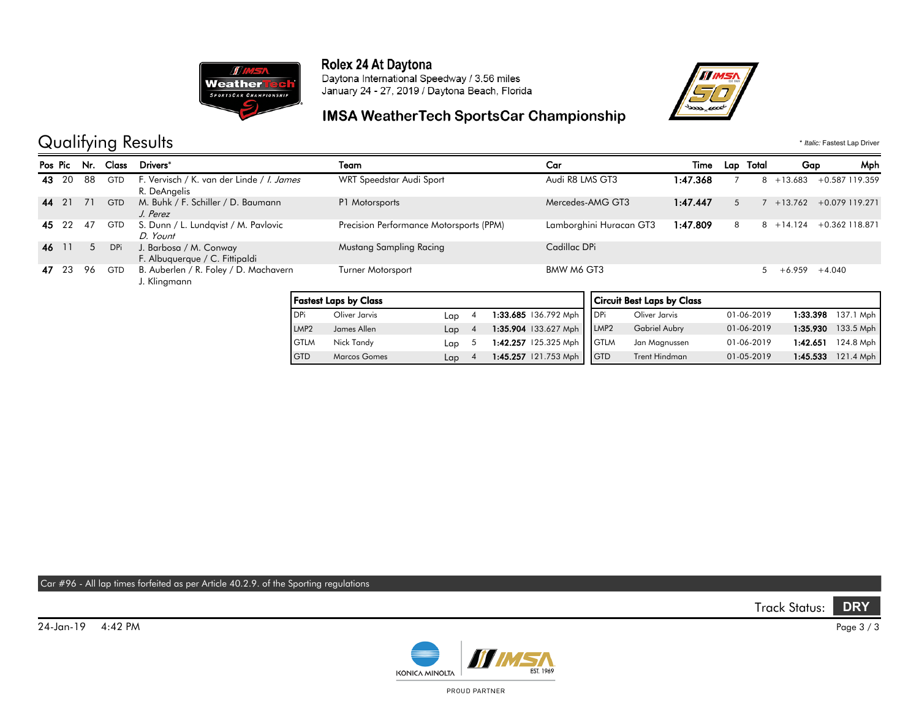# Rolex 24 At Daytona

Daytona International Speedway / 3.56 miles
January 24 - 27, 2019 / Daytona Beach, Florida

## IMSA WeatherTech SportsCar Championship

## Qualifying Results

\* *Italic:* Fastest Lap Driver

| Pos | Pic | Nr. | Class | Drivers* | Team | Car | Time | Lap | Total | Gap | | Mph |
|---|---|---|---|---|---|---|---|---|---|---|---|---|
| 43 | 20 | 88 | GTD | F. Vervisch / K. van der Linde / *I. James* R. DeAngelis | WRT Speedstar Audi Sport | Audi R8 LMS GT3 | **1:47.368** | 7 | 8 | +13.683 | +0.587 | 119.359 |
| 44 | 21 | 71 | GTD | M. Buhk / F. Schiller / D. Baumann *J. Perez* | P1 Motorsports | Mercedes-AMG GT3 | **1:47.447** | 5 | 7 | +13.762 | +0.079 | 119.271 |
| 45 | 22 | 47 | GTD | S. Dunn / L. Lundqvist / M. Pavlovic *D. Yount* | Precision Performance Motorsports (PPM) | Lamborghini Huracan GT3 | **1:47.809** | 8 | 8 | +14.124 | +0.362 | 118.871 |
| 46 | 11 | 5 | DPi | J. Barbosa / M. Conway F. Albuquerque / C. Fittipaldi | Mustang Sampling Racing | Cadillac DPi | | | | | | |
| 47 | 23 | 96 | GTD | B. Auberlen / R. Foley / D. Machavern J. Klingmann | Turner Motorsport | BMW M6 GT3 | | | 5 | +6.959 | +4.040 | |

### Fastest Laps by Class

| | | | | | |
|---|---|---|---|---|---|
| DPi | Oliver Jarvis | Lap | 4 | **1:33.685** | 136.792 Mph |
| LMP2 | James Allen | Lap | 4 | **1:35.904** | 133.627 Mph |
| GTLM | Nick Tandy | Lap | 5 | **1:42.257** | 125.325 Mph |
| GTD | Marcos Gomes | Lap | 4 | **1:45.257** | 121.753 Mph |

### Circuit Best Laps by Class

| | | | | |
|---|---|---|---|---|
| DPi | Oliver Jarvis | 01-06-2019 | **1:33.398** | 137.1 Mph |
| LMP2 | Gabriel Aubry | 01-06-2019 | **1:35.930** | 133.5 Mph |
| GTLM | Jan Magnussen | 01-06-2019 | **1:42.651** | 124.8 Mph |
| GTD | Trent Hindman | 01-05-2019 | **1:45.533** | 121.4 Mph |

Car #96 - All lap times forfeited as per Article 40.2.9. of the Sporting regulations

Track Status: **DRY**

24-Jan-19 4:42 PM

KONICA MINOLTA — IMSA EST. 1969 — PROUD PARTNER